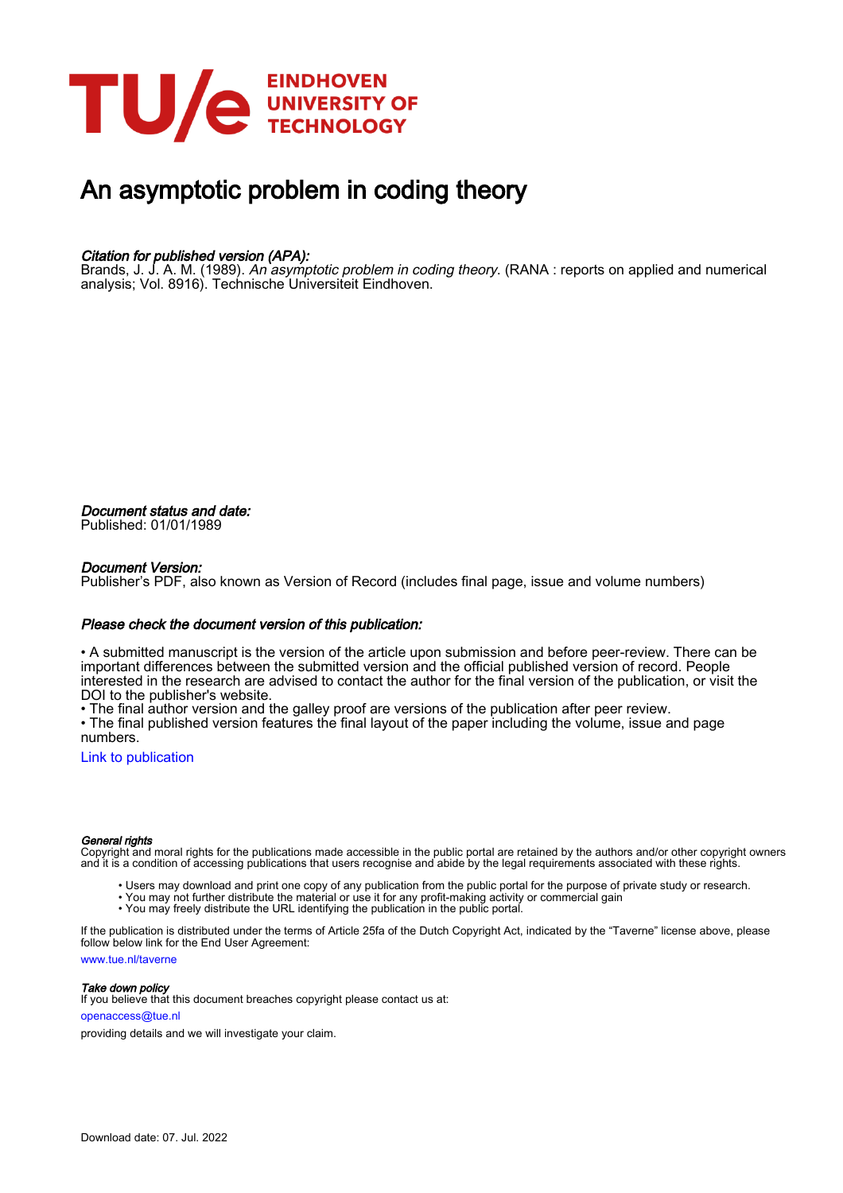EINDHOVEN
UNIVERSITY OF
TECHNOLOGY

# An asymptotic problem in coding theory

*Citation for published version (APA):*
Brands, J. J. A. M. (1989). *An asymptotic problem in coding theory.* (RANA : reports on applied and numerical analysis; Vol. 8916). Technische Universiteit Eindhoven.

*Document status and date:*
Published: 01/01/1989

*Document Version:*
Publisher's PDF, also known as Version of Record (includes final page, issue and volume numbers)

*Please check the document version of this publication:*

• A submitted manuscript is the version of the article upon submission and before peer-review. There can be important differences between the submitted version and the official published version of record. People interested in the research are advised to contact the author for the final version of the publication, or visit the DOI to the publisher's website.
• The final author version and the galley proof are versions of the publication after peer review.
• The final published version features the final layout of the paper including the volume, issue and page numbers.

Link to publication

*General rights*
Copyright and moral rights for the publications made accessible in the public portal are retained by the authors and/or other copyright owners and it is a condition of accessing publications that users recognise and abide by the legal requirements associated with these rights.

• Users may download and print one copy of any publication from the public portal for the purpose of private study or research.
• You may not further distribute the material or use it for any profit-making activity or commercial gain
• You may freely distribute the URL identifying the publication in the public portal.

If the publication is distributed under the terms of Article 25fa of the Dutch Copyright Act, indicated by the "Taverne" license above, please follow below link for the End User Agreement:

www.tue.nl/taverne

*Take down policy*
If you believe that this document breaches copyright please contact us at:

openaccess@tue.nl

providing details and we will investigate your claim.

Download date: 07. Jul. 2022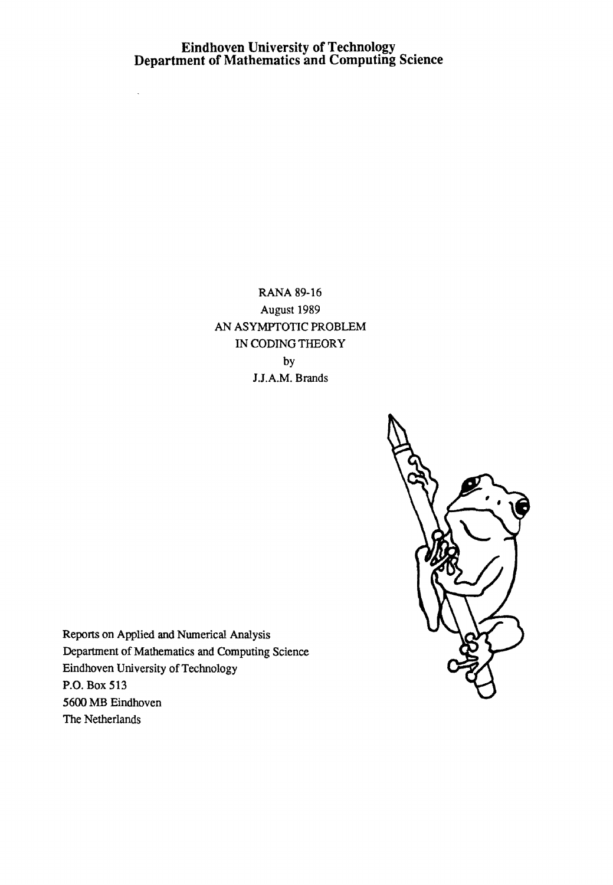# Eindhoven University of Technology
# Department of Mathematics and Computing Science

RANA 89-16
August 1989
AN ASYMPTOTIC PROBLEM
IN CODING THEORY
by
J.J.A.M. Brands

Reports on Applied and Numerical Analysis
Department of Mathematics and Computing Science
Eindhoven University of Technology
P.O. Box 513
5600 MB Eindhoven
The Netherlands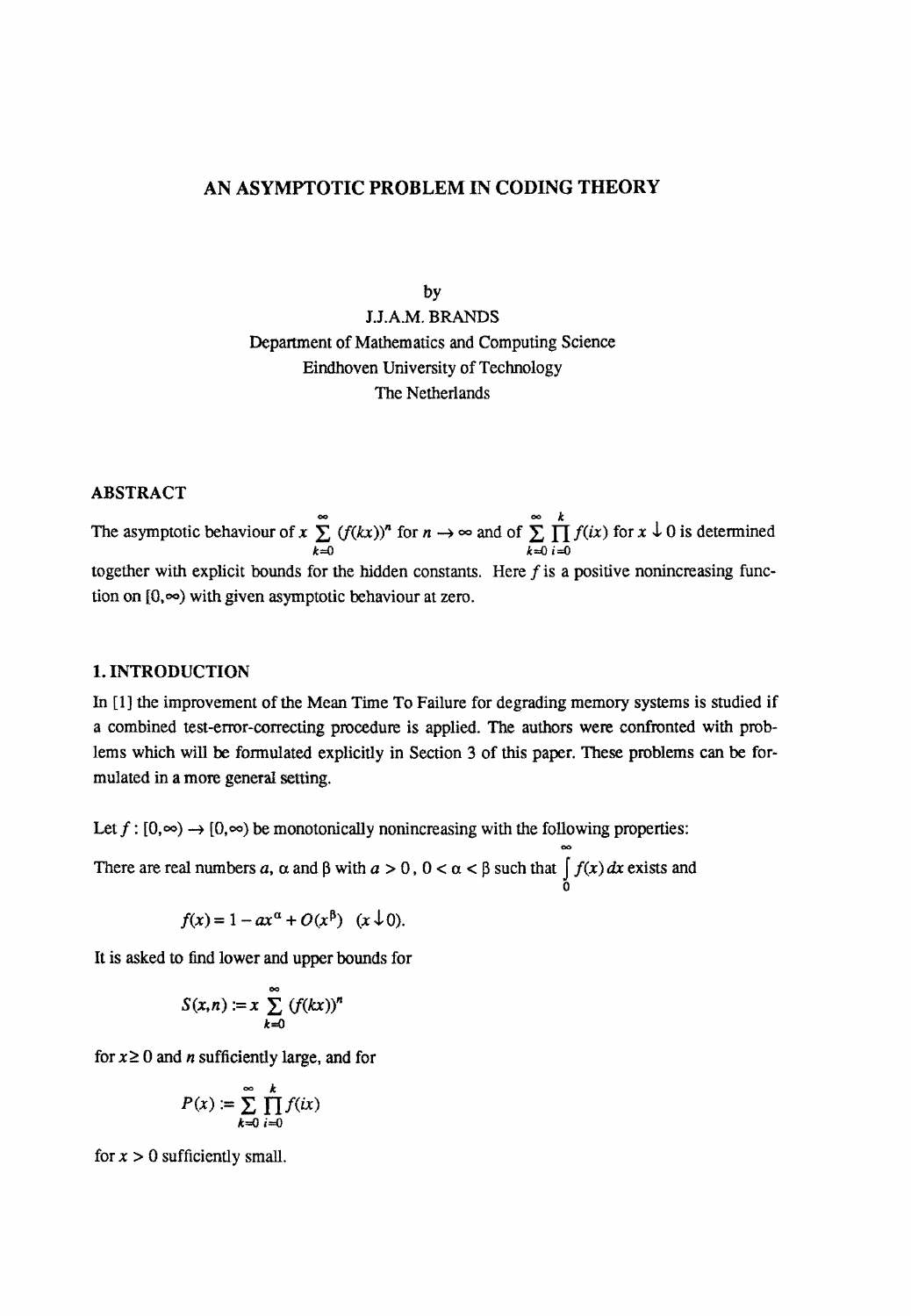# AN ASYMPTOTIC PROBLEM IN CODING THEORY

by

J.J.A.M. BRANDS

Department of Mathematics and Computing Science

Eindhoven University of Technology

The Netherlands

## ABSTRACT

The asymptotic behaviour of $x \sum_{k=0}^{\infty} (f(kx))^n$ for $n \to \infty$ and of $\sum_{k=0}^{\infty} \prod_{i=0}^{k} f(ix)$ for $x \downarrow 0$ is determined together with explicit bounds for the hidden constants. Here $f$ is a positive nonincreasing function on $[0,\infty)$ with given asymptotic behaviour at zero.

## 1. INTRODUCTION

In [1] the improvement of the Mean Time To Failure for degrading memory systems is studied if a combined test-error-correcting procedure is applied. The authors were confronted with problems which will be formulated explicitly in Section 3 of this paper. These problems can be formulated in a more general setting.

Let $f : [0,\infty) \to [0,\infty)$ be monotonically nonincreasing with the following properties:

There are real numbers $a$, $\alpha$ and $\beta$ with $a > 0$, $0 < \alpha < \beta$ such that $\int_0^{\infty} f(x)\,dx$ exists and

$$f(x) = 1 - ax^{\alpha} + O(x^{\beta}) \quad (x \downarrow 0).$$

It is asked to find lower and upper bounds for

$$S(x,n) := x \sum_{k=0}^{\infty} (f(kx))^n$$

for $x \geq 0$ and $n$ sufficiently large, and for

$$P(x) := \sum_{k=0}^{\infty} \prod_{i=0}^{k} f(ix)$$

for $x > 0$ sufficiently small.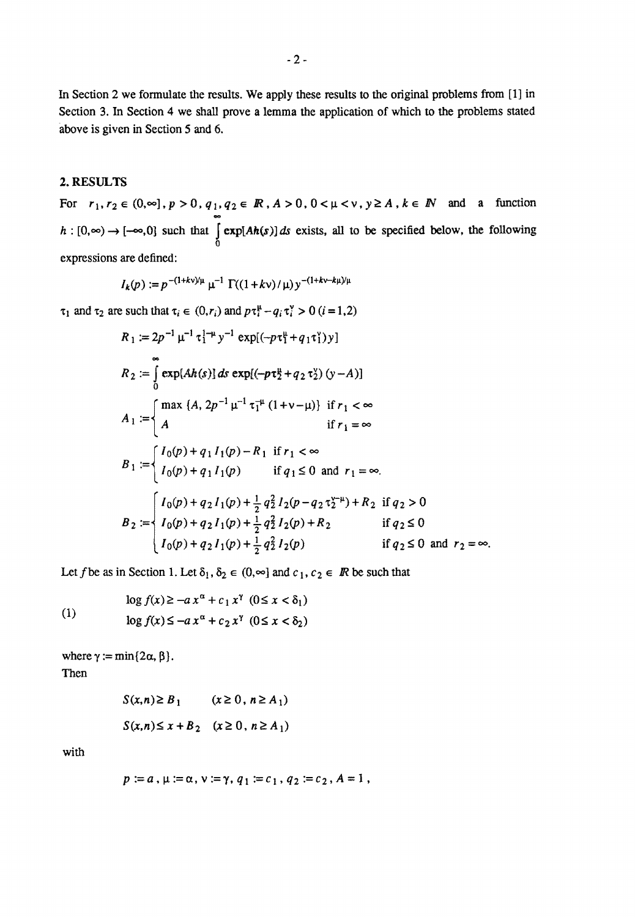In Section 2 we formulate the results. We apply these results to the original problems from [1] in Section 3. In Section 4 we shall prove a lemma the application of which to the problems stated above is given in Section 5 and 6.

## 2. RESULTS

For $r_1, r_2 \in (0,\infty]$, $p > 0$, $q_1, q_2 \in \mathbb{R}$, $A > 0$, $0 < \mu < \nu$, $y \geq A$, $k \in \mathbb{N}$ and a function $h : [0,\infty) \to [-\infty, 0]$ such that $\int_0^\infty \exp[Ah(s)]\, ds$ exists, all to be specified below, the following expressions are defined:

$$I_k(p) := p^{-(1+k\nu)/\mu}\, \mu^{-1}\, \Gamma((1+k\nu)/\mu)\, y^{-(1+k\nu-k\mu)/\mu}$$

$\tau_1$ and $\tau_2$ are such that $\tau_i \in (0, r_i)$ and $p\tau_i^\mu - q_i \tau_i^\nu > 0$ $(i = 1,2)$

$$R_1 := 2p^{-1}\, \mu^{-1}\, \tau_1^{1-\mu}\, y^{-1} \exp[(-p\tau_1^\mu + q_1 \tau_1^\nu)\, y]$$

$$R_2 := \int_0^\infty \exp[Ah(s)]\, ds \exp[(-p\tau_2^\mu + q_2 \tau_2^\nu)(y - A)]$$

$$A_1 := \begin{cases} \max\{A,\ 2p^{-1}\mu^{-1}\tau_1^{-\mu}(1+\nu-\mu)\} & \text{if } r_1 < \infty \\ A & \text{if } r_1 = \infty \end{cases}$$

$$B_1 := \begin{cases} I_0(p) + q_1 I_1(p) - R_1 & \text{if } r_1 < \infty \\ I_0(p) + q_1 I_1(p) & \text{if } q_1 \leq 0 \text{ and } r_1 = \infty. \end{cases}$$

$$B_2 := \begin{cases} I_0(p) + q_2 I_1(p) + \frac{1}{2} q_2^2 I_2(p - q_2 \tau_2^{\nu-\mu}) + R_2 & \text{if } q_2 > 0 \\ I_0(p) + q_2 I_1(p) + \frac{1}{2} q_2^2 I_2(p) + R_2 & \text{if } q_2 \leq 0 \\ I_0(p) + q_2 I_1(p) + \frac{1}{2} q_2^2 I_2(p) & \text{if } q_2 \leq 0 \text{ and } r_2 = \infty. \end{cases}$$

Let $f$ be as in Section 1. Let $\delta_1, \delta_2 \in (0,\infty]$ and $c_1, c_2 \in \mathbb{R}$ be such that

$$\begin{aligned} &\log f(x) \geq -a x^\alpha + c_1 x^\gamma \quad (0 \leq x < \delta_1) \\ &\log f(x) \leq -a x^\alpha + c_2 x^\gamma \quad (0 \leq x < \delta_2) \end{aligned} \tag{1}$$

where $\gamma := \min\{2\alpha, \beta\}$.

Then

$$S(x,n) \geq B_1 \qquad (x \geq 0,\ n \geq A_1)$$

$$S(x,n) \leq x + B_2 \quad (x \geq 0,\ n \geq A_1)$$

with

$$p := a,\ \mu := \alpha,\ \nu := \gamma,\ q_1 := c_1,\ q_2 := c_2,\ A = 1,$$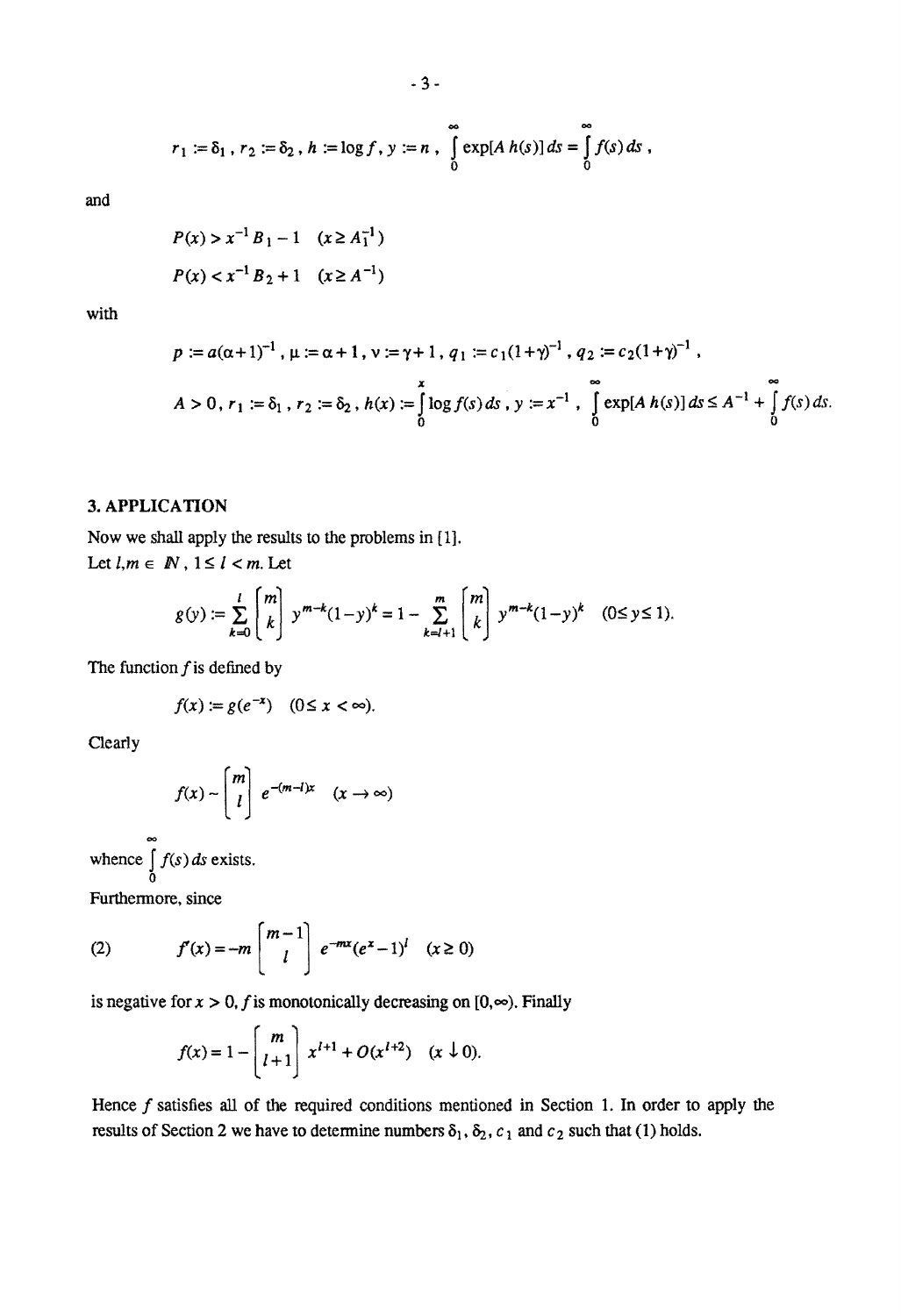$$r_1 := \delta_1\,,\ r_2 := \delta_2\,,\ h := \log f\,,\ y := n\,,\ \int_0^\infty \exp[A\,h(s)]\,ds = \int_0^\infty f(s)\,ds\,,$$

and

$$P(x) > x^{-1} B_1 - 1 \quad (x \geq A_1^{-1})$$

$$P(x) < x^{-1} B_2 + 1 \quad (x \geq A^{-1})$$

with

$$p := a(\alpha+1)^{-1}\,,\ \mu := \alpha + 1\,,\ \nu := \gamma + 1\,,\ q_1 := c_1(1+\gamma)^{-1}\,,\ q_2 := c_2(1+\gamma)^{-1}\,,$$

$$A > 0\,,\ r_1 := \delta_1\,,\ r_2 := \delta_2\,,\ h(x) := \int_0^x \log f(s)\,ds\,,\ y := x^{-1}\,,\ \int_0^\infty \exp[A\,h(s)]\,ds \leq A^{-1} + \int_0^\infty f(s)\,ds.$$

## 3. APPLICATION

Now we shall apply the results to the problems in [1].

Let $l, m \in \mathbb{N}$, $1 \leq l < m$. Let

$$g(y) := \sum_{k=0}^{l} \binom{m}{k} y^{m-k}(1-y)^k = 1 - \sum_{k=l+1}^{m} \binom{m}{k} y^{m-k}(1-y)^k \quad (0 \leq y \leq 1).$$

The function $f$ is defined by

$$f(x) := g(e^{-x}) \quad (0 \leq x < \infty).$$

Clearly

$$f(x) \sim \binom{m}{l} e^{-(m-l)x} \quad (x \to \infty)$$

whence $\int_0^\infty f(s)\,ds$ exists.

Furthermore, since

$$f'(x) = -m \binom{m-1}{l} e^{-mx}(e^x - 1)^l \quad (x \geq 0) \tag{2}$$

is negative for $x > 0$, $f$ is monotonically decreasing on $[0, \infty)$. Finally

$$f(x) = 1 - \binom{m}{l+1} x^{l+1} + O(x^{l+2}) \quad (x \downarrow 0).$$

Hence $f$ satisfies all of the required conditions mentioned in Section 1. In order to apply the results of Section 2 we have to determine numbers $\delta_1$, $\delta_2$, $c_1$ and $c_2$ such that (1) holds.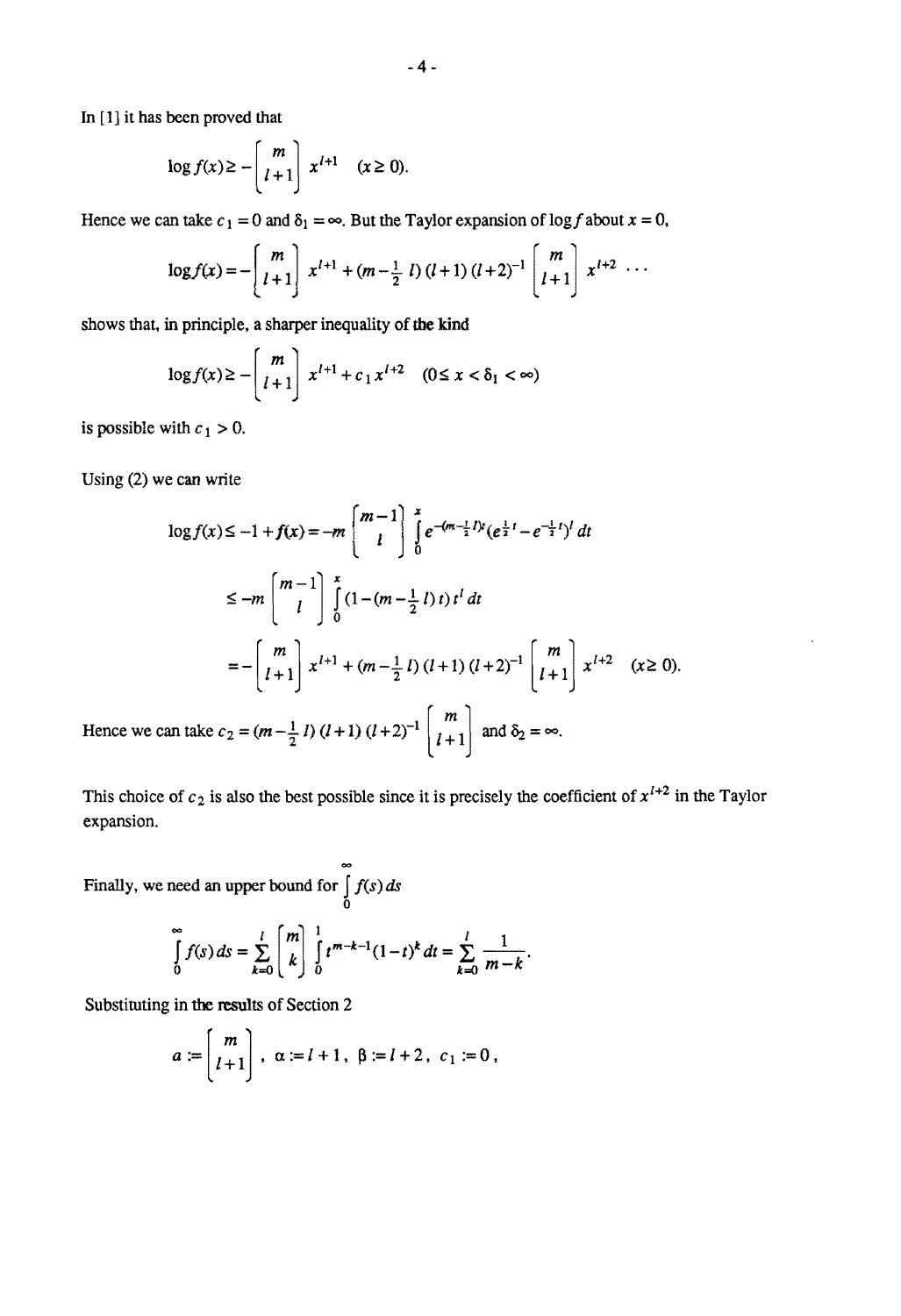In [1] it has been proved that

$$\log f(x) \geq -\begin{bmatrix} m \\ l+1 \end{bmatrix} x^{l+1} \quad (x \geq 0).$$

Hence we can take $c_1 = 0$ and $\delta_1 = \infty$. But the Taylor expansion of $\log f$ about $x = 0$,

$$\log f(x) = -\begin{bmatrix} m \\ l+1 \end{bmatrix} x^{l+1} + (m - \tfrac{1}{2}\, l)\,(l+1)\,(l+2)^{-1} \begin{bmatrix} m \\ l+1 \end{bmatrix} x^{l+2} \cdots$$

shows that, in principle, a sharper inequality of the kind

$$\log f(x) \geq -\begin{bmatrix} m \\ l+1 \end{bmatrix} x^{l+1} + c_1 x^{l+2} \quad (0 \leq x < \delta_1 < \infty)$$

is possible with $c_1 > 0$.

Using (2) we can write

$$\log f(x) \leq -1 + f(x) = -m \begin{bmatrix} m-1 \\ l \end{bmatrix} \int_0^x e^{-(m-\frac{1}{2}l)t} (e^{\frac{1}{2}t} - e^{-\frac{1}{2}t})^l \, dt$$

$$\leq -m \begin{bmatrix} m-1 \\ l \end{bmatrix} \int_0^x (1 - (m - \tfrac{1}{2}\, l)\, t)\, t^l \, dt$$

$$= -\begin{bmatrix} m \\ l+1 \end{bmatrix} x^{l+1} + (m - \tfrac{1}{2}\, l)\,(l+1)\,(l+2)^{-1} \begin{bmatrix} m \\ l+1 \end{bmatrix} x^{l+2} \quad (x \geq 0).$$

Hence we can take $c_2 = (m - \frac{1}{2}\, l)\,(l+1)\,(l+2)^{-1} \begin{bmatrix} m \\ l+1 \end{bmatrix}$ and $\delta_2 = \infty$.

This choice of $c_2$ is also the best possible since it is precisely the coefficient of $x^{l+2}$ in the Taylor expansion.

Finally, we need an upper bound for $\int_0^\infty f(s)\, ds$

$$\int_0^\infty f(s)\, ds = \sum_{k=0}^{l} \begin{bmatrix} m \\ k \end{bmatrix} \int_0^1 t^{m-k-1} (1-t)^k \, dt = \sum_{k=0}^{l} \frac{1}{m-k}.$$

Substituting in the results of Section 2

$$a := \begin{bmatrix} m \\ l+1 \end{bmatrix}, \quad \alpha := l+1, \quad \beta := l+2, \quad c_1 := 0,$$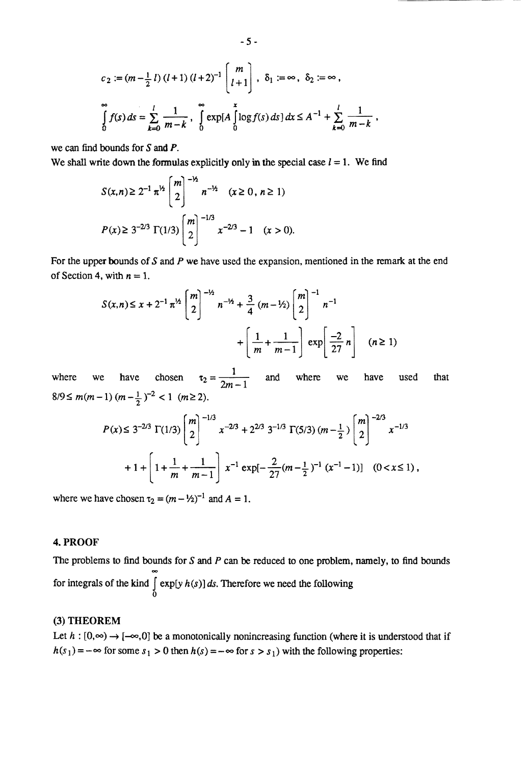$$c_2 := (m - \tfrac{1}{2}\, l)\,(l+1)\,(l+2)^{-1} \begin{bmatrix} m \\ l+1 \end{bmatrix}, \quad \delta_1 := \infty, \quad \delta_2 := \infty,$$

$$\int_0^\infty f(s)\,ds = \sum_{k=0}^{l} \frac{1}{m-k}, \quad \int_0^\infty \exp[A \int_0^x \log f(s)\,ds]\,dx \le A^{-1} + \sum_{k=0}^{l} \frac{1}{m-k},$$

we can find bounds for $S$ and $P$.

We shall write down the formulas explicitly only in the special case $l = 1$. We find

$$S(x,n) \ge 2^{-1}\pi^{1/2} \begin{bmatrix} m \\ 2 \end{bmatrix}^{-1/2} n^{-1/2} \quad (x \ge 0,\, n \ge 1)$$

$$P(x) \ge 3^{-2/3}\,\Gamma(1/3) \begin{bmatrix} m \\ 2 \end{bmatrix}^{-1/3} x^{-2/3} - 1 \quad (x > 0).$$

For the upper bounds of $S$ and $P$ we have used the expansion, mentioned in the remark at the end of Section 4, with $n = 1$.

$$S(x,n) \le x + 2^{-1}\pi^{1/2} \begin{bmatrix} m \\ 2 \end{bmatrix}^{-1/2} n^{-1/2} + \frac{3}{4}\,(m - 1/2) \begin{bmatrix} m \\ 2 \end{bmatrix}^{-1} n^{-1}$$

$$+ \left[ \frac{1}{m} + \frac{1}{m-1} \right] \exp\left[ \frac{-2}{27}\, n \right] \quad (n \ge 1)$$

where we have chosen $\tau_2 = \dfrac{1}{2m-1}$ and where we have used that $8/9 \le m(m-1)\,(m-\frac{1}{2})^{-2} < 1 \;\; (m \ge 2)$.

$$P(x) \le 3^{-2/3}\,\Gamma(1/3) \begin{bmatrix} m \\ 2 \end{bmatrix}^{-1/3} x^{-2/3} + 2^{2/3}\,3^{-1/3}\,\Gamma(5/3)\,(m-\tfrac{1}{2}) \begin{bmatrix} m \\ 2 \end{bmatrix}^{-2/3} x^{-1/3}$$

$$+ 1 + \left[ 1 + \frac{1}{m} + \frac{1}{m-1} \right] x^{-1} \exp[-\tfrac{2}{27}(m-\tfrac{1}{2})^{-1}\,(x^{-1}-1)] \quad (0 < x \le 1),$$

where we have chosen $\tau_2 = (m - 1/2)^{-1}$ and $A = 1$.

## 4. PROOF

The problems to find bounds for $S$ and $P$ can be reduced to one problem, namely, to find bounds for integrals of the kind $\int_0^\infty \exp[y\, h(s)]\,ds$. Therefore we need the following

### (3) THEOREM

Let $h : [0,\infty) \to [-\infty, 0]$ be a monotonically nonincreasing function (where it is understood that if $h(s_1) = -\infty$ for some $s_1 > 0$ then $h(s) = -\infty$ for $s > s_1$) with the following properties: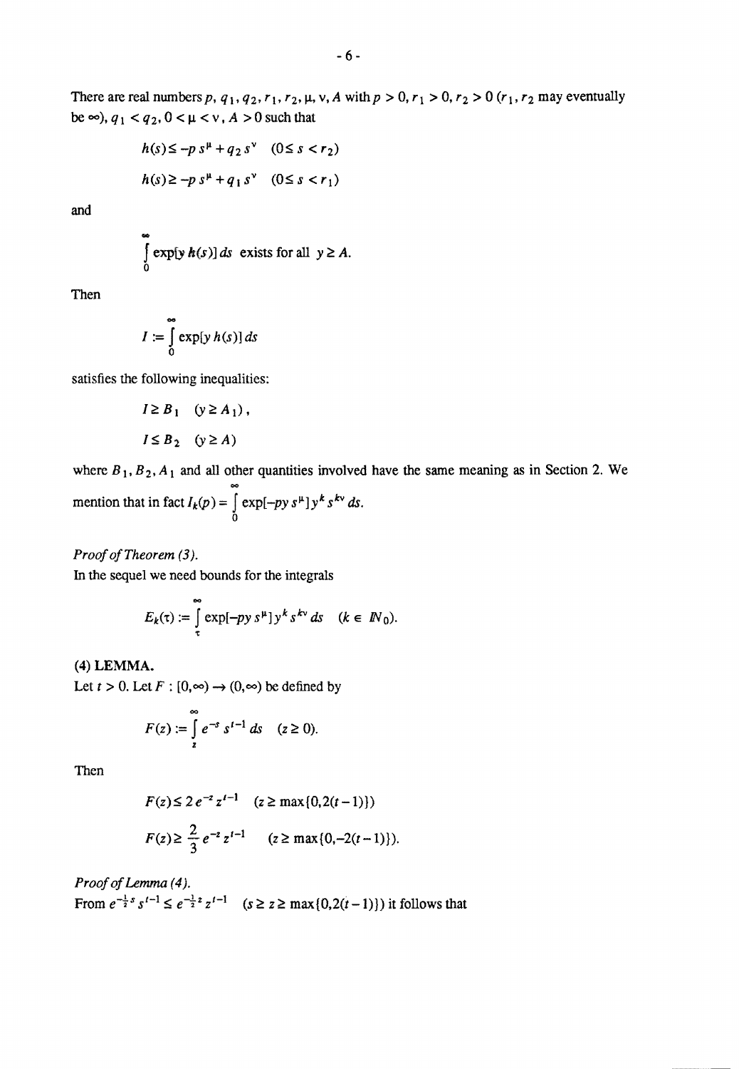There are real numbers $p, q_1, q_2, r_1, r_2, \mu, \nu, A$ with $p > 0, r_1 > 0, r_2 > 0$ ($r_1, r_2$ may eventually be $\infty$), $q_1 < q_2, 0 < \mu < \nu, A > 0$ such that

$$h(s) \leq -p\,s^\mu + q_2\,s^\nu \quad (0 \leq s < r_2)$$

$$h(s) \geq -p\,s^\mu + q_1\,s^\nu \quad (0 \leq s < r_1)$$

and

$$\int_0^\infty \exp[y\,h(s)]\,ds \text{ exists for all } y \geq A.$$

Then

$$I := \int_0^\infty \exp[y\,h(s)]\,ds$$

satisfies the following inequalities:

$$I \geq B_1 \quad (y \geq A_1),$$

$$I \leq B_2 \quad (y \geq A)$$

where $B_1, B_2, A_1$ and all other quantities involved have the same meaning as in Section 2. We mention that in fact $I_k(p) = \int_0^\infty \exp[-py\,s^\mu]\,y^k\,s^{k\nu}\,ds$.

*Proof of Theorem (3).*

In the sequel we need bounds for the integrals

$$E_k(\tau) := \int_\tau^\infty \exp[-py\,s^\mu]\,y^k\,s^{k\nu}\,ds \quad (k \in \mathbb{N}_0).$$

**(4) LEMMA.**

Let $t > 0$. Let $F : [0,\infty) \to (0,\infty)$ be defined by

$$F(z) := \int_z^\infty e^{-s}\,s^{t-1}\,ds \quad (z \geq 0).$$

Then

$$F(z) \leq 2\,e^{-z}\,z^{t-1} \quad (z \geq \max\{0, 2(t-1)\})$$

$$F(z) \geq \frac{2}{3}\,e^{-z}\,z^{t-1} \quad (z \geq \max\{0, -2(t-1)\}).$$

*Proof of Lemma (4).*

From $e^{-\frac{1}{2}s}\,s^{t-1} \leq e^{-\frac{1}{2}z}\,z^{t-1} \quad (s \geq z \geq \max\{0, 2(t-1)\})$ it follows that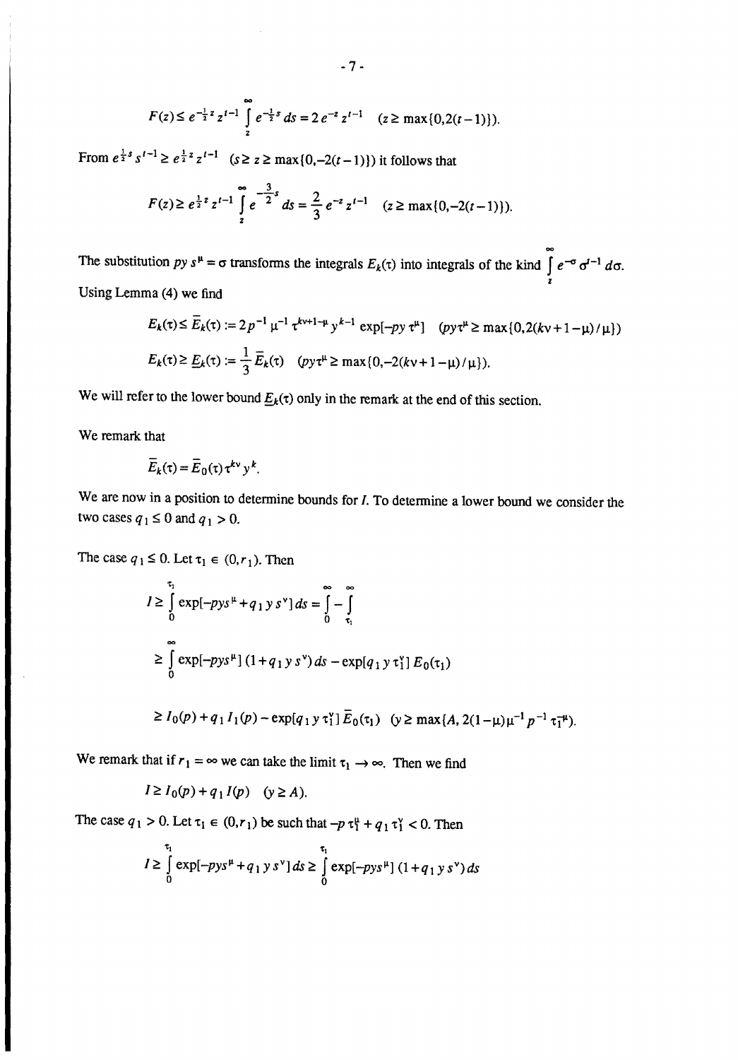$$F(z) \leq e^{-\frac{1}{2}z} z^{t-1} \int_z^\infty e^{-\frac{1}{2}s}\, ds = 2\, e^{-z} z^{t-1} \quad (z \geq \max\{0, 2(t-1)\}).$$

From $e^{\frac{1}{2}s} s^{t-1} \geq e^{\frac{1}{2}z} z^{t-1}$ $(s \geq z \geq \max\{0, -2(t-1)\})$ it follows that

$$F(z) \geq e^{\frac{1}{2}z} z^{t-1} \int_z^\infty e^{-\frac{3}{2}s}\, ds = \frac{2}{3} e^{-z} z^{t-1} \quad (z \geq \max\{0, -2(t-1)\}).$$

The substitution $py\, s^\mu = \sigma$ transforms the integrals $E_k(\tau)$ into integrals of the kind $\int_z^\infty e^{-\sigma} \sigma^{t-1}\, d\sigma$. Using Lemma (4) we find

$$E_k(\tau) \leq \bar{E}_k(\tau) := 2p^{-1} \mu^{-1} \tau^{k\nu+1-\mu} y^{k-1} \exp[-py\, \tau^\mu] \quad (py\tau^\mu \geq \max\{0, 2(k\nu + 1 - \mu)/\mu\})$$

$$E_k(\tau) \geq \underline{E}_k(\tau) := \frac{1}{3} \bar{E}_k(\tau) \quad (py\tau^\mu \geq \max\{0, -2(k\nu + 1 - \mu)/\mu\}).$$

We will refer to the lower bound $\underline{E}_k(\tau)$ only in the remark at the end of this section.

We remark that

$$\bar{E}_k(\tau) = \bar{E}_0(\tau)\, \tau^{k\nu} y^k.$$

We are now in a position to determine bounds for $I$. To determine a lower bound we consider the two cases $q_1 \leq 0$ and $q_1 > 0$.

The case $q_1 \leq 0$. Let $\tau_1 \in (0, r_1)$. Then

$$I \geq \int_0^{\tau_1} \exp[-pys^\mu + q_1\, y\, s^\nu]\, ds = \int_0^\infty - \int_{\tau_1}^\infty$$

$$\geq \int_0^\infty \exp[-pys^\mu]\,(1 + q_1\, y\, s^\nu)\, ds - \exp[q_1\, y\, \tau_1^\gamma]\, E_0(\tau_1)$$

$$\geq I_0(p) + q_1 I_1(p) - \exp[q_1\, y\, \tau_1^\gamma]\, \bar{E}_0(\tau_1) \quad (y \geq \max\{A, 2(1-\mu)\mu^{-1} p^{-1} \tau_1^{-\mu}\}).$$

We remark that if $r_1 = \infty$ we can take the limit $\tau_1 \to \infty$. Then we find

$$I \geq I_0(p) + q_1 I(p) \quad (y \geq A).$$

The case $q_1 > 0$. Let $\tau_1 \in (0, r_1)$ be such that $-p\, \tau_1^\mu + q_1\, \tau_1^\gamma < 0$. Then

$$I \geq \int_0^{\tau_1} \exp[-pys^\mu + q_1\, y\, s^\nu]\, ds \geq \int_0^{\tau_1} \exp[-pys^\mu]\,(1 + q_1\, y\, s^\nu)\, ds$$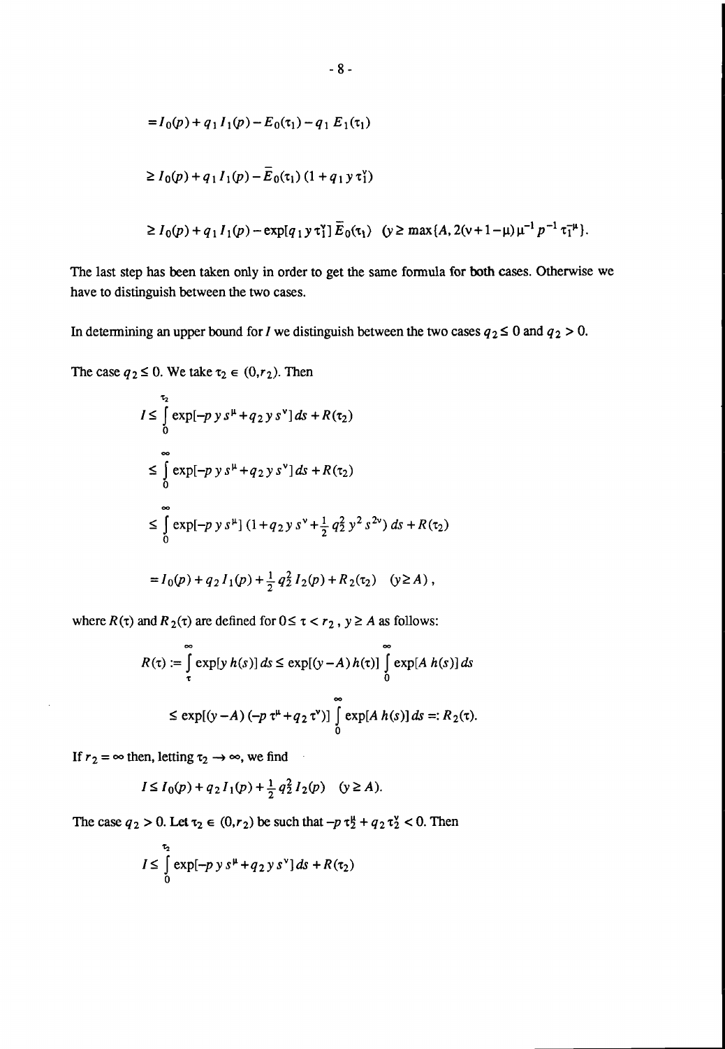$$= I_0(p) + q_1\, I_1(p) - E_0(\tau_1) - q_1\, E_1(\tau_1)$$

$$\geq I_0(p) + q_1\, I_1(p) - \bar{E}_0(\tau_1)\,(1 + q_1\, y\, \tau_1^{\gamma})$$

$$\geq I_0(p) + q_1\, I_1(p) - \exp[q_1\, y\, \tau_1^{\gamma}]\, \bar{E}_0(\tau_1) \quad (y \geq \max\{A, 2(\nu + 1 - \mu)\,\mu^{-1}\, p^{-1}\, \tau_1^{-\mu}\}.$$

The last step has been taken only in order to get the same formula for both cases. Otherwise we have to distinguish between the two cases.

In determining an upper bound for $I$ we distinguish between the two cases $q_2 \leq 0$ and $q_2 > 0$.

The case $q_2 \leq 0$. We take $\tau_2 \in (0, r_2)$. Then

$$I \leq \int_0^{\tau_2} \exp[-p\, y\, s^{\mu} + q_2\, y\, s^{\nu}]\, ds + R(\tau_2)$$

$$\leq \int_0^{\infty} \exp[-p\, y\, s^{\mu} + q_2\, y\, s^{\nu}]\, ds + R(\tau_2)$$

$$\leq \int_0^{\infty} \exp[-p\, y\, s^{\mu}]\,(1 + q_2\, y\, s^{\nu} + \tfrac{1}{2}\, q_2^2\, y^2\, s^{2\nu})\, ds + R(\tau_2)$$

$$= I_0(p) + q_2\, I_1(p) + \tfrac{1}{2}\, q_2^2\, I_2(p) + R_2(\tau_2) \quad (y \geq A)\,,$$

where $R(\tau)$ and $R_2(\tau)$ are defined for $0 \leq \tau < r_2$, $y \geq A$ as follows:

$$R(\tau) := \int_{\tau}^{\infty} \exp[y\, h(s)]\, ds \leq \exp[(y - A)\, h(\tau)] \int_0^{\infty} \exp[A\, h(s)]\, ds$$

$$\leq \exp[(y - A)\,(-p\, \tau^{\mu} + q_2\, \tau^{\nu})] \int_0^{\infty} \exp[A\, h(s)]\, ds =: R_2(\tau).$$

If $r_2 = \infty$ then, letting $\tau_2 \to \infty$, we find

$$I \leq I_0(p) + q_2\, I_1(p) + \tfrac{1}{2}\, q_2^2\, I_2(p) \quad (y \geq A).$$

The case $q_2 > 0$. Let $\tau_2 \in (0, r_2)$ be such that $-p\, \tau_2^{\mu} + q_2\, \tau_2^{\nu} < 0$. Then

$$I \leq \int_0^{\tau_2} \exp[-p\, y\, s^{\mu} + q_2\, y\, s^{\nu}]\, ds + R(\tau_2)$$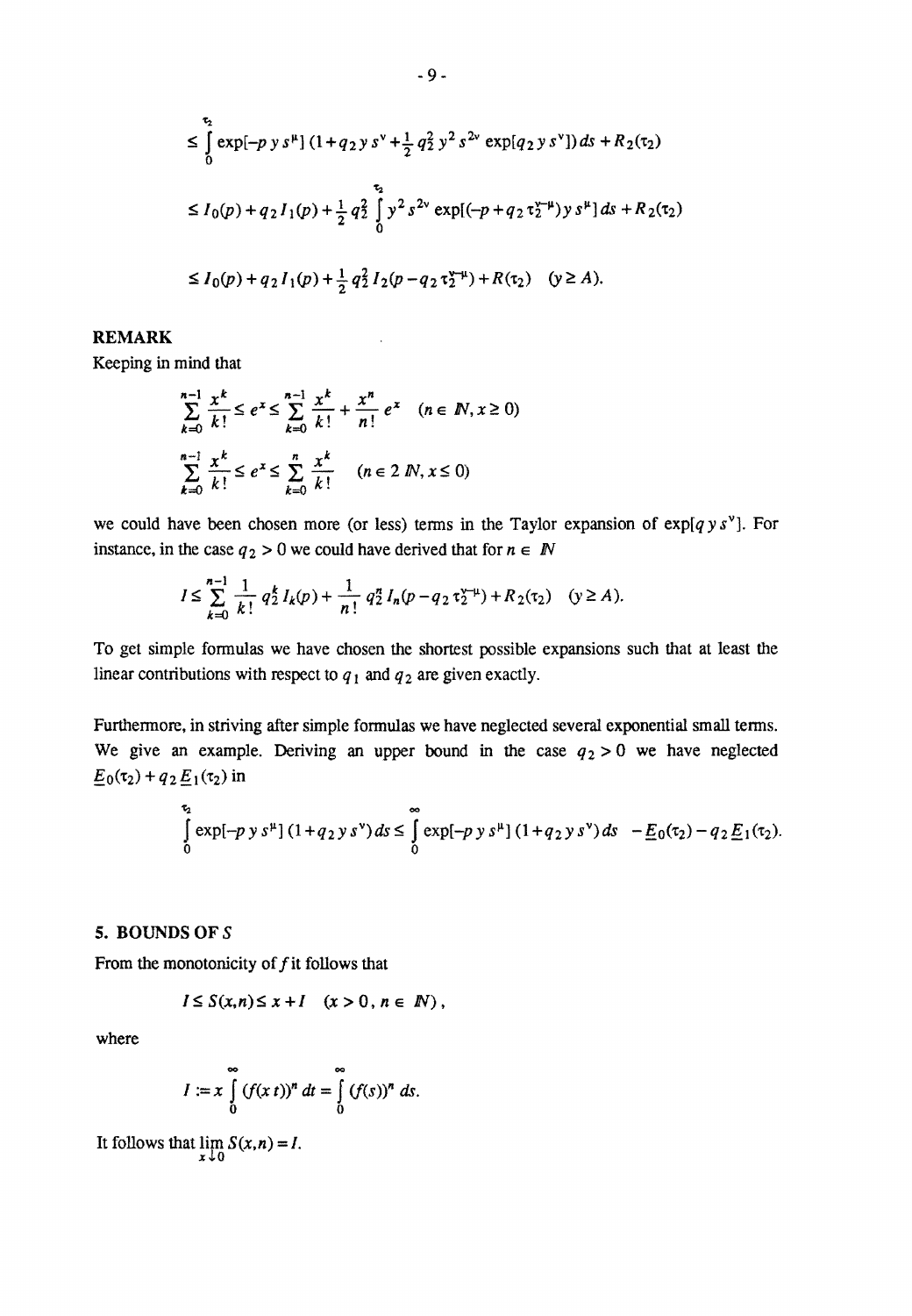$$\leq \int_0^{\tau_2} \exp[-p\, y\, s^{\mu}]\,(1+q_2\, y\, s^{\nu}+\tfrac{1}{2}\, q_2^2\, y^2\, s^{2\nu} \exp[q_2\, y\, s^{\nu}])\, ds + R_2(\tau_2)$$

$$\leq I_0(p)+q_2\, I_1(p)+\tfrac{1}{2}\, q_2^2 \int_0^{\tau_2} y^2\, s^{2\nu} \exp[(-p+q_2\, \tau_2^{\nu-\mu})\, y\, s^{\mu}]\, ds + R_2(\tau_2)$$

$$\leq I_0(p)+q_2\, I_1(p)+\tfrac{1}{2}\, q_2^2\, I_2(p-q_2\, \tau_2^{\nu-\mu})+R(\tau_2) \quad (y \geq A).$$

**REMARK**

Keeping in mind that

$$\sum_{k=0}^{n-1} \frac{x^k}{k!} \leq e^x \leq \sum_{k=0}^{n-1} \frac{x^k}{k!} + \frac{x^n}{n!}\, e^x \quad (n \in \mathbb{N}, x \geq 0)$$

$$\sum_{k=0}^{n-1} \frac{x^k}{k!} \leq e^x \leq \sum_{k=0}^{n} \frac{x^k}{k!} \quad (n \in 2\,\mathbb{N}, x \leq 0)$$

we could have been chosen more (or less) terms in the Taylor expansion of $\exp[q\, y\, s^{\nu}]$. For instance, in the case $q_2 > 0$ we could have derived that for $n \in \mathbb{N}$

$$I \leq \sum_{k=0}^{n-1} \frac{1}{k!}\, q_2^k\, I_k(p) + \frac{1}{n!}\, q_2^n\, I_n(p-q_2\, \tau_2^{\nu-\mu}) + R_2(\tau_2) \quad (y \geq A).$$

To get simple formulas we have chosen the shortest possible expansions such that at least the linear contributions with respect to $q_1$ and $q_2$ are given exactly.

Furthermore, in striving after simple formulas we have neglected several exponential small terms. We give an example. Deriving an upper bound in the case $q_2 > 0$ we have neglected $\underline{E}_0(\tau_2)+q_2\, \underline{E}_1(\tau_2)$ in

$$\int_0^{\tau_2} \exp[-p\, y\, s^{\mu}]\,(1+q_2\, y\, s^{\nu})\, ds \leq \int_0^{\infty} \exp[-p\, y\, s^{\mu}]\,(1+q_2\, y\, s^{\nu})\, ds \;\; - \underline{E}_0(\tau_2)-q_2\, \underline{E}_1(\tau_2).$$

## 5. BOUNDS OF $S$

From the monotonicity of $f$ it follows that

$$I \leq S(x,n) \leq x + I \quad (x > 0\,, n \in \mathbb{N})\,,$$

where

$$I := x \int_0^{\infty} (f(x\, t))^n\, dt = \int_0^{\infty} (f(s))^n\, ds.$$

It follows that $\lim_{x \downarrow 0} S(x,n) = I$.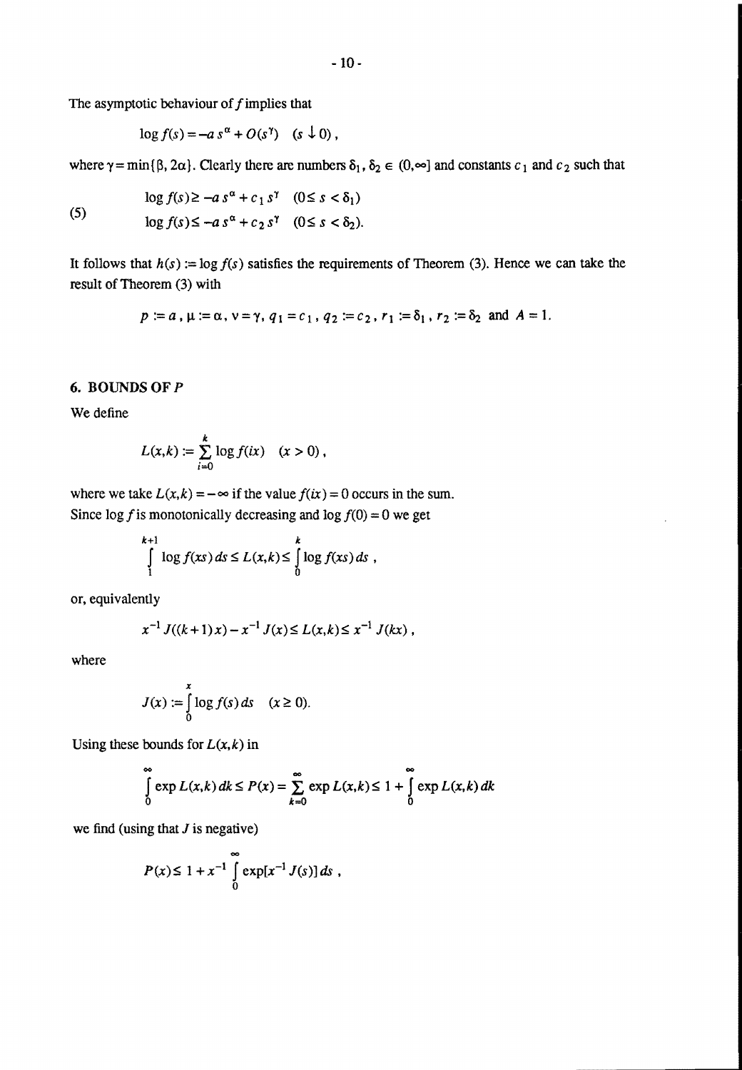The asymptotic behaviour of $f$ implies that

$$\log f(s) = -a\, s^{\alpha} + O(s^{\gamma}) \quad (s \downarrow 0),$$

where $\gamma = \min\{\beta, 2\alpha\}$. Clearly there are numbers $\delta_1, \delta_2 \in (0,\infty]$ and constants $c_1$ and $c_2$ such that

$$\begin{aligned} &\log f(s) \geq -a\, s^{\alpha} + c_1\, s^{\gamma} \quad (0 \leq s < \delta_1) \\ (5) \qquad &\log f(s) \leq -a\, s^{\alpha} + c_2\, s^{\gamma} \quad (0 \leq s < \delta_2). \end{aligned}$$

It follows that $h(s) := \log f(s)$ satisfies the requirements of Theorem (3). Hence we can take the result of Theorem (3) with

$$p := a\,,\ \mu := \alpha,\ \nu = \gamma,\ q_1 = c_1\,,\ q_2 := c_2\,,\ r_1 := \delta_1\,,\ r_2 := \delta_2 \ \text{ and } \ A = 1.$$

## 6. BOUNDS OF $P$

We define

$$L(x,k) := \sum_{i=0}^{k} \log f(ix) \quad (x > 0),$$

where we take $L(x,k) = -\infty$ if the value $f(ix) = 0$ occurs in the sum.
Since $\log f$ is monotonically decreasing and $\log f(0) = 0$ we get

$$\int_1^{k+1} \log f(xs)\, ds \leq L(x,k) \leq \int_0^k \log f(xs)\, ds\ ,$$

or, equivalently

$$x^{-1} J((k+1)x) - x^{-1} J(x) \leq L(x,k) \leq x^{-1} J(kx)\ ,$$

where

$$J(x) := \int_0^x \log f(s)\, ds \quad (x \geq 0).$$

Using these bounds for $L(x,k)$ in

$$\int_0^{\infty} \exp L(x,k)\, dk \leq P(x) = \sum_{k=0}^{\infty} \exp L(x,k) \leq 1 + \int_0^{\infty} \exp L(x,k)\, dk$$

we find (using that $J$ is negative)

$$P(x) \leq 1 + x^{-1} \int_0^{\infty} \exp[x^{-1} J(s)]\, ds\ ,$$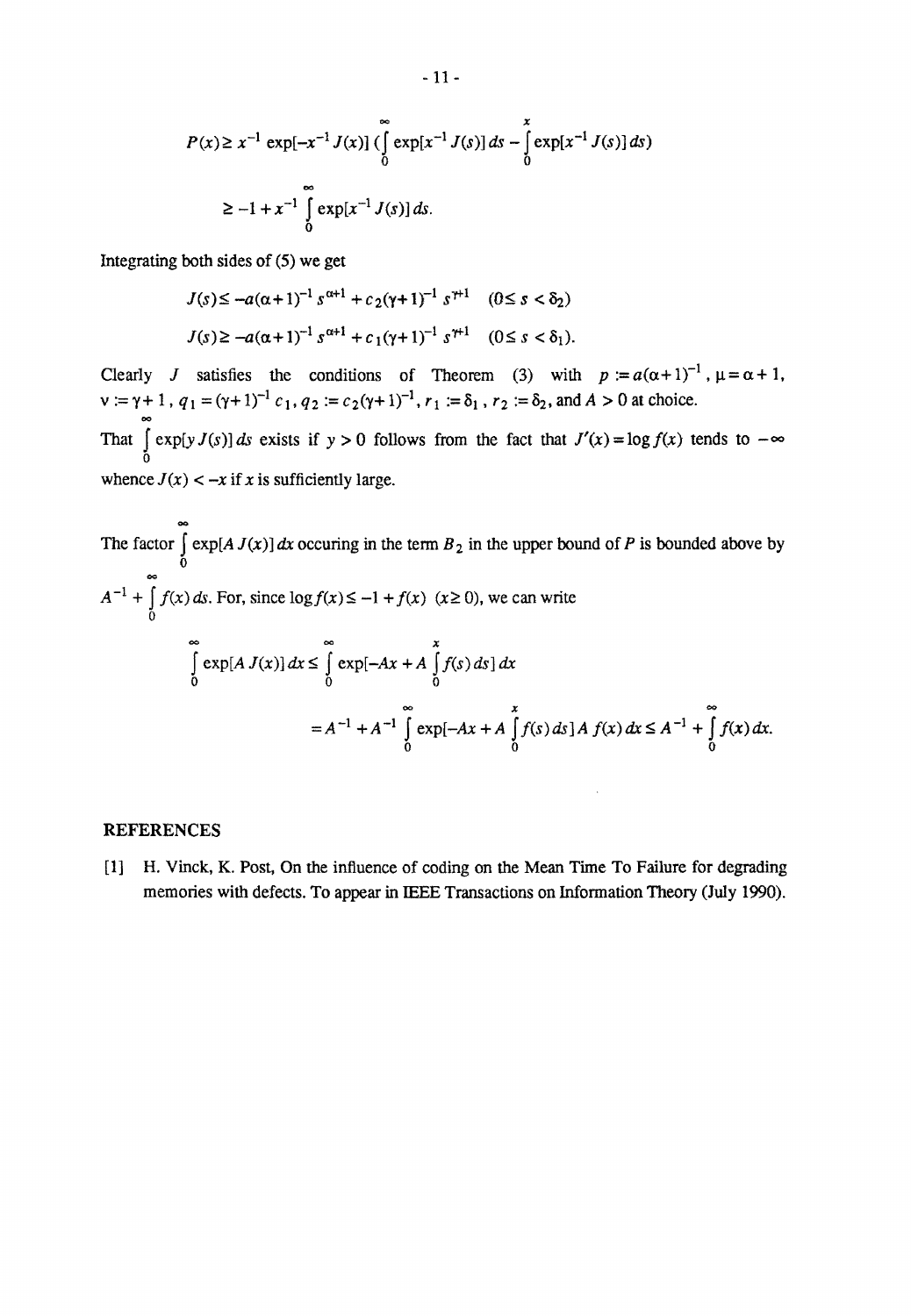$$P(x) \geq x^{-1} \exp[-x^{-1} J(x)] \left(\int_0^\infty \exp[x^{-1} J(s)]\, ds - \int_0^x \exp[x^{-1} J(s)]\, ds\right)$$

$$\geq -1 + x^{-1} \int_0^\infty \exp[x^{-1} J(s)]\, ds.$$

Integrating both sides of (5) we get

$$J(s) \leq -a(\alpha+1)^{-1} s^{\alpha+1} + c_2(\gamma+1)^{-1} s^{\gamma+1} \quad (0 \leq s < \delta_2)$$

$$J(s) \geq -a(\alpha+1)^{-1} s^{\alpha+1} + c_1(\gamma+1)^{-1} s^{\gamma+1} \quad (0 \leq s < \delta_1).$$

Clearly $J$ satisfies the conditions of Theorem (3) with $p := a(\alpha+1)^{-1}$, $\mu = \alpha+1$, $\nu := \gamma+1$, $q_1 = (\gamma+1)^{-1} c_1$, $q_2 := c_2(\gamma+1)^{-1}$, $r_1 := \delta_1$, $r_2 := \delta_2$, and $A > 0$ at choice.

That $\int_0^\infty \exp[y\, J(s)]\, ds$ exists if $y > 0$ follows from the fact that $J'(x) = \log f(x)$ tends to $-\infty$ whence $J(x) < -x$ if $x$ is sufficiently large.

The factor $\int_0^\infty \exp[A\, J(x)]\, dx$ occuring in the term $B_2$ in the upper bound of $P$ is bounded above by $A^{-1} + \int_0^\infty f(x)\, ds$. For, since $\log f(x) \leq -1 + f(x)$ $(x \geq 0)$, we can write

$$\int_0^\infty \exp[A\, J(x)]\, dx \leq \int_0^\infty \exp[-Ax + A \int_0^x f(s)\, ds]\, dx$$

$$= A^{-1} + A^{-1} \int_0^\infty \exp[-Ax + A \int_0^x f(s)\, ds]\, A\, f(x)\, dx \leq A^{-1} + \int_0^\infty f(x)\, dx.$$

## REFERENCES

[1] H. Vinck, K. Post, On the influence of coding on the Mean Time To Failure for degrading memories with defects. To appear in IEEE Transactions on Information Theory (July 1990).